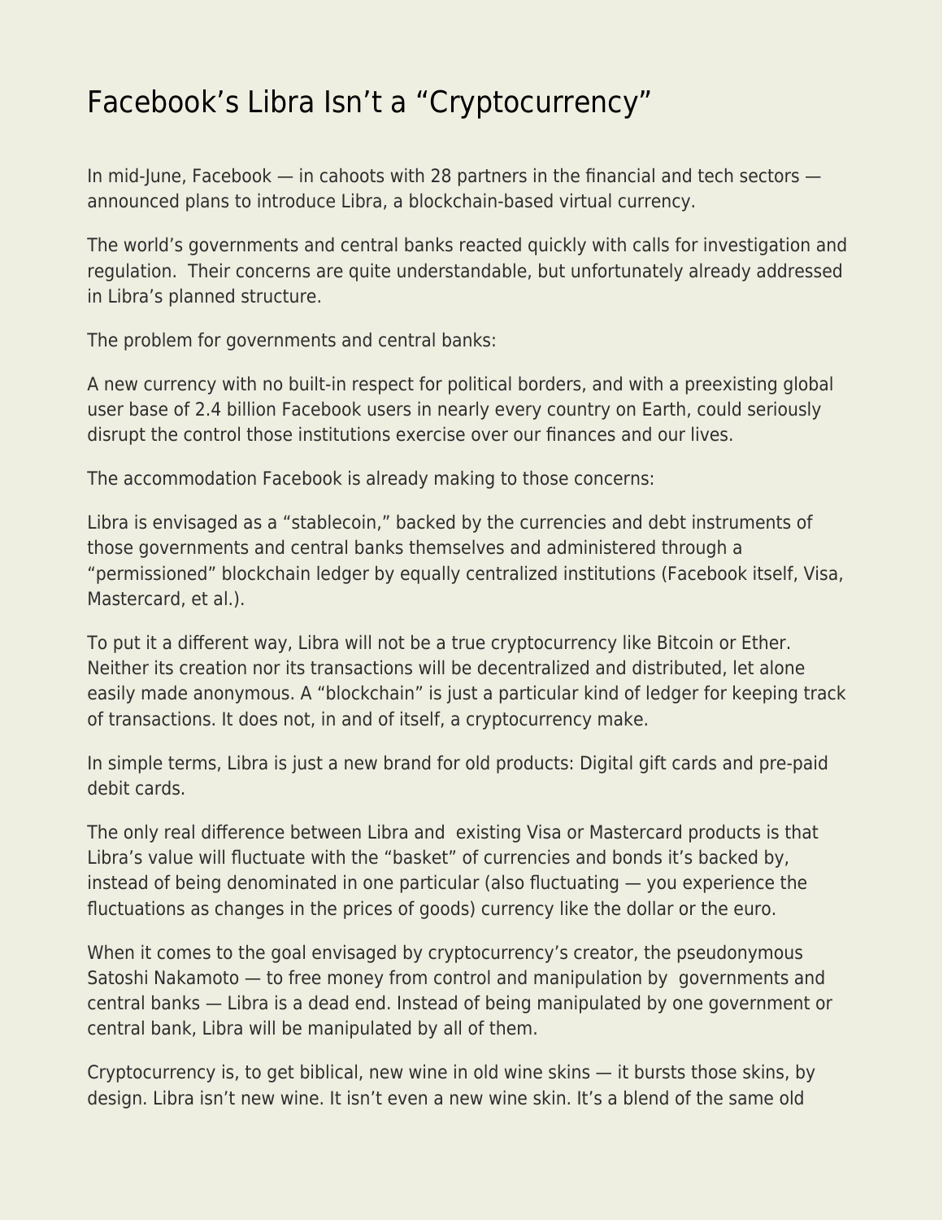# Facebook's Libra Isn't a "Cryptocurrency"

In mid-June, Facebook — in cahoots with 28 partners in the financial and tech sectors — announced plans to introduce Libra, a blockchain-based virtual currency.

The world's governments and central banks reacted quickly with calls for investigation and regulation. Their concerns are quite understandable, but unfortunately already addressed in Libra's planned structure.

The problem for governments and central banks:

A new currency with no built-in respect for political borders, and with a preexisting global user base of 2.4 billion Facebook users in nearly every country on Earth, could seriously disrupt the control those institutions exercise over our finances and our lives.

The accommodation Facebook is already making to those concerns:

Libra is envisaged as a "stablecoin," backed by the currencies and debt instruments of those governments and central banks themselves and administered through a "permissioned" blockchain ledger by equally centralized institutions (Facebook itself, Visa, Mastercard, et al.).

To put it a different way, Libra will not be a true cryptocurrency like Bitcoin or Ether. Neither its creation nor its transactions will be decentralized and distributed, let alone easily made anonymous. A "blockchain" is just a particular kind of ledger for keeping track of transactions. It does not, in and of itself, a cryptocurrency make.

In simple terms, Libra is just a new brand for old products: Digital gift cards and pre-paid debit cards.

The only real difference between Libra and existing Visa or Mastercard products is that Libra's value will fluctuate with the "basket" of currencies and bonds it's backed by, instead of being denominated in one particular (also fluctuating — you experience the fluctuations as changes in the prices of goods) currency like the dollar or the euro.

When it comes to the goal envisaged by cryptocurrency's creator, the pseudonymous Satoshi Nakamoto — to free money from control and manipulation by governments and central banks — Libra is a dead end. Instead of being manipulated by one government or central bank, Libra will be manipulated by all of them.

Cryptocurrency is, to get biblical, new wine in old wine skins — it bursts those skins, by design. Libra isn't new wine. It isn't even a new wine skin. It's a blend of the same old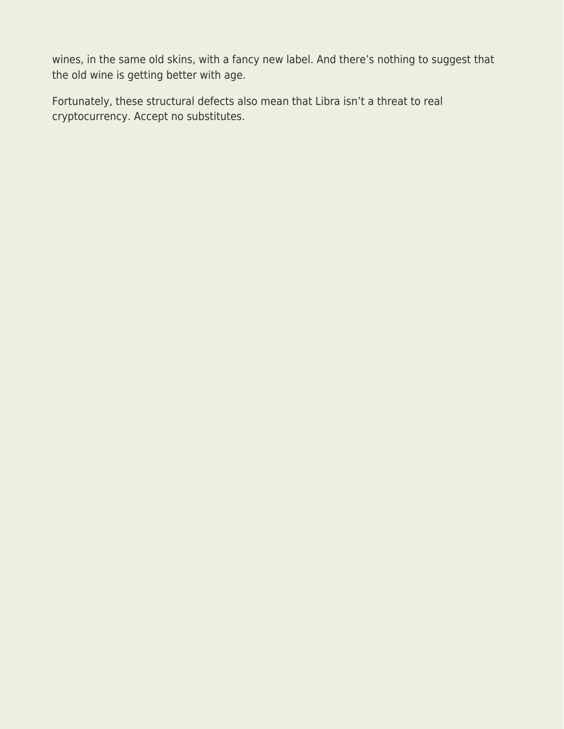wines, in the same old skins, with a fancy new label. And there's nothing to suggest that the old wine is getting better with age.

Fortunately, these structural defects also mean that Libra isn't a threat to real cryptocurrency. Accept no substitutes.